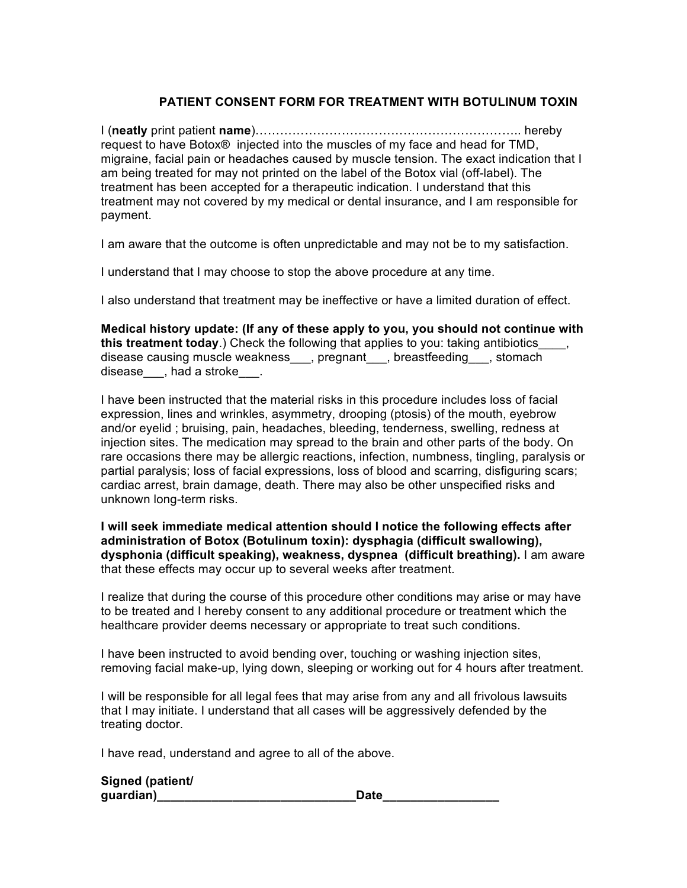## PATIENT CONSENT FORM FOR TREATMENT WITH BOTULINUM TOXIN

I (**neatly** print patient **name**)………………………………………………………….. hereby request to have Botox® injected into the muscles of my face and head for TMD, migraine, facial pain or headaches caused by muscle tension. The exact indication that I am being treated for may not printed on the label of the Botox vial (off-label). The treatment has been accepted for a therapeutic indication. I understand that this treatment may not covered by my medical or dental insurance, and I am responsible for payment.

I am aware that the outcome is often unpredictable and may not be to my satisfaction.

I understand that I may choose to stop the above procedure at any time.

I also understand that treatment may be ineffective or have a limited duration of effect.

**Medical history update: (If any of these apply to you, you should not continue with this treatment today**.) Check the following that applies to you: taking antibiotics____, disease causing muscle weakness___, pregnant___, breastfeeding___, stomach disease___, had a stroke___.

I have been instructed that the material risks in this procedure includes loss of facial expression, lines and wrinkles, asymmetry, drooping (ptosis) of the mouth, eyebrow and/or eyelid ; bruising, pain, headaches, bleeding, tenderness, swelling, redness at injection sites. The medication may spread to the brain and other parts of the body. On rare occasions there may be allergic reactions, infection, numbness, tingling, paralysis or partial paralysis; loss of facial expressions, loss of blood and scarring, disfiguring scars; cardiac arrest, brain damage, death. There may also be other unspecified risks and unknown long-term risks.

**I will seek immediate medical attention should I notice the following effects after administration of Botox (Botulinum toxin): dysphagia (difficult swallowing), dysphonia (difficult speaking), weakness, dyspnea (difficult breathing).** I am aware that these effects may occur up to several weeks after treatment.

I realize that during the course of this procedure other conditions may arise or may have to be treated and I hereby consent to any additional procedure or treatment which the healthcare provider deems necessary or appropriate to treat such conditions.

I have been instructed to avoid bending over, touching or washing injection sites, removing facial make-up, lying down, sleeping or working out for 4 hours after treatment.

I will be responsible for all legal fees that may arise from any and all frivolous lawsuits that I may initiate. I understand that all cases will be aggressively defended by the treating doctor.

I have read, understand and agree to all of the above.

**Signed (patient/ guardian)\_\_\_\_\_\_\_\_\_\_\_\_\_\_\_\_\_\_\_\_\_\_\_\_\_\_\_\_\_\_Date\_\_\_\_\_\_\_\_\_\_\_\_\_\_\_\_\_**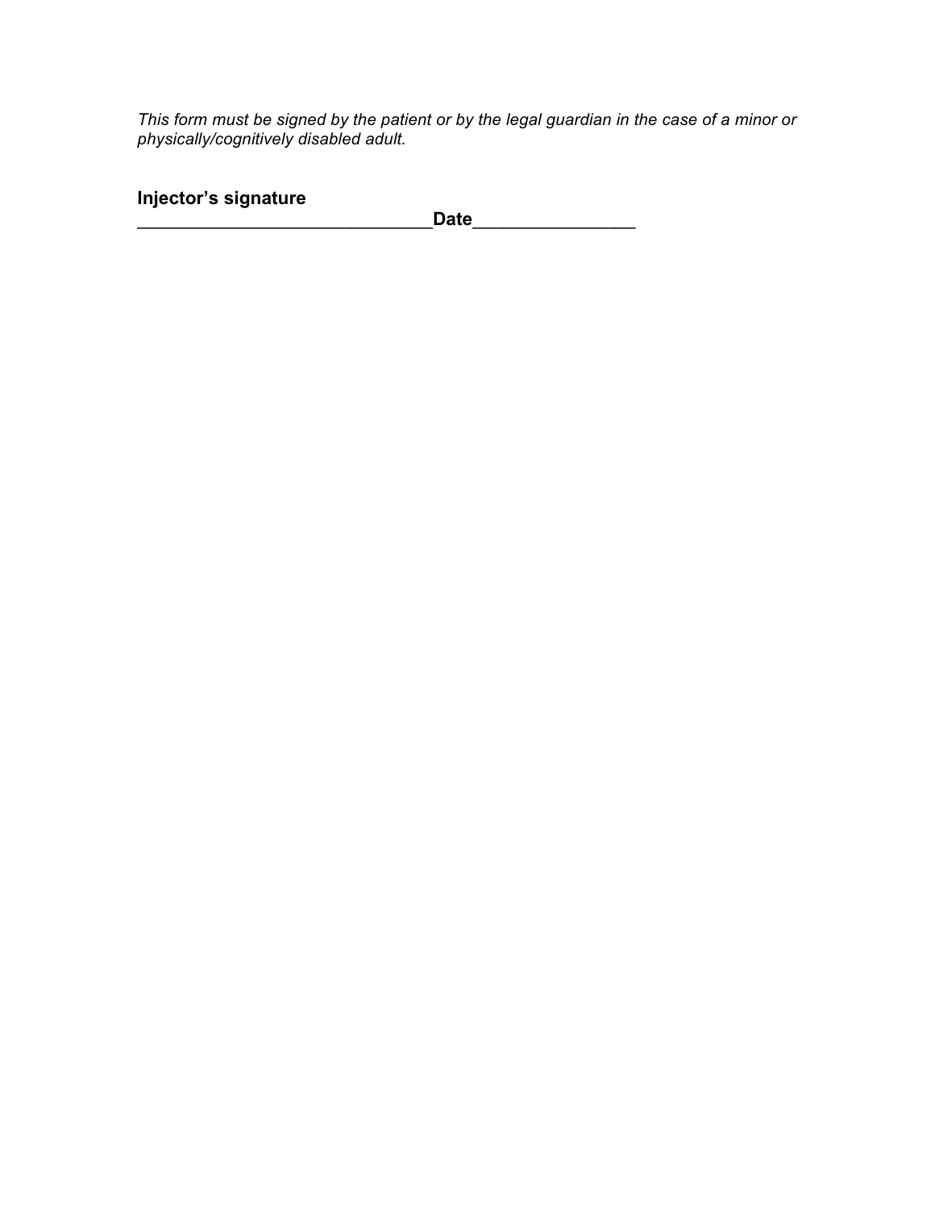*This form must be signed by the patient or by the legal guardian in the case of a minor or physically/cognitively disabled adult.*

**Injector's signature ______________________________Date________________**